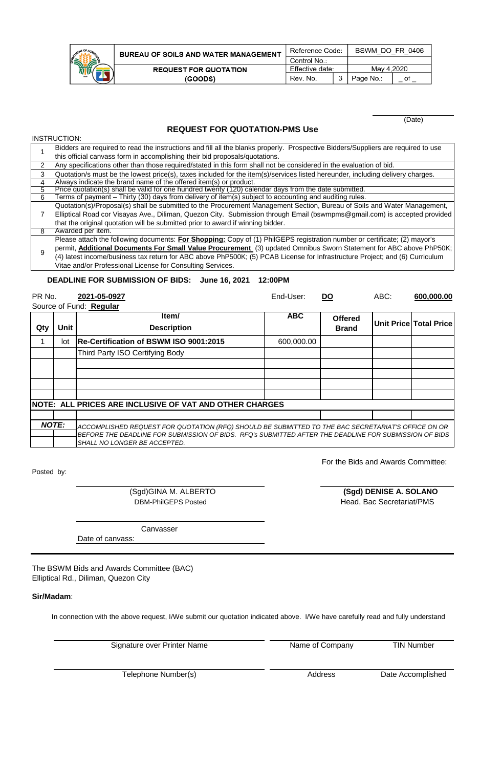| BUREAU OF SOILS AND WATER MANAGEMENT | Reference Code: | | BSWM_DO_FR_0406 | |
|---|---|---|---|---|
| | Control No.: | | | |
| REQUEST FOR QUOTATION (GOODS) | Effective date: | | May 4,2020 | |
| | Rev. No. | 3 | Page No.: | _ of _ |

(Date)

## REQUEST FOR QUOTATION-PMS Use

INSTRUCTION:

| | |
|---|---|
| 1 | Bidders are required to read the instructions and fill all the blanks properly. Prospective Bidders/Suppliers are required to use this official canvass form in accomplishing their bid proposals/quotations. |
| 2 | Any specifications other than those required/stated in this form shall not be considered in the evaluation of bid. |
| 3 | Quotation/s must be the lowest price(s), taxes included for the item(s)/services listed hereunder, including delivery charges. |
| 4 | Always indicate the brand name of the offered item(s) or product. |
| 5 | Price quotation(s) shall be valid for one hundred twenty (120) calendar days from the date submitted. |
| 6 | Terms of payment – Thirty (30) days from delivery of item(s) subject to accounting and auditing rules. |
| 7 | Quotation(s)/Proposal(s) shall be submitted to the Procurement Management Section, Bureau of Soils and Water Management, Elliptical Road cor Visayas Ave., Diliman, Quezon City. Submission through Email (bswmpms@gmail.com) is accepted provided that the original quotation will be submitted prior to award if winning bidder. |
| 8 | Awarded per item. |
| 9 | Please attach the following documents: **For Shopping:** Copy of (1) PhilGEPS registration number or certificate; (2) mayor's permit, **Additional Documents For Small Value Procurement** (3) updated Omnibus Sworn Statement for ABC above PhP50K; (4) latest income/business tax return for ABC above PhP500K; (5) PCAB License for Infrastructure Project; and (6) Curriculum Vitae and/or Professional License for Consulting Services. |

**DEADLINE FOR SUBMISSION OF BIDS: June 16, 2021 12:00PM**

PR No. **2021-05-0927** End-User: **DO** ABC: **600,000.00**

Source of Fund: **Regular**

| Qty | Unit | Item/ Description | ABC | Offered Brand | Unit Price | Total Price |
|---|---|---|---|---|---|---|
| 1 | lot | **Re-Certification of BSWM ISO 9001:2015** | 600,000.00 | | | |
| | | Third Party ISO Certifying Body | | | | |
| | | | | | | |
| | | | | | | |
| | | | | | | |
| | | | | | | |

**NOTE: ALL PRICES ARE INCLUSIVE OF VAT AND OTHER CHARGES**

***NOTE:*** *ACCOMPLISHED REQUEST FOR QUOTATION (RFQ) SHOULD BE SUBMITTED TO THE BAC SECRETARIAT'S OFFICE ON OR BEFORE THE DEADLINE FOR SUBMISSION OF BIDS. RFQ's SUBMITTED AFTER THE DEADLINE FOR SUBMISSION OF BIDS SHALL NO LONGER BE ACCEPTED.*

Posted by:

(Sgd)GINA M. ALBERTO
DBM-PhilGEPS Posted

For the Bids and Awards Committee:

**(Sgd) DENISE A. SOLANO**
Head, Bac Secretariat/PMS

Canvasser

Date of canvass:

---

The BSWM Bids and Awards Committee (BAC)
Elliptical Rd., Diliman, Quezon City

**Sir/Madam**:

In connection with the above request, I/We submit our quotation indicated above. I/We have carefully read and fully understand

| Signature over Printer Name | Name of Company | TIN Number |
|---|---|---|
| Telephone Number(s) | Address | Date Accomplished |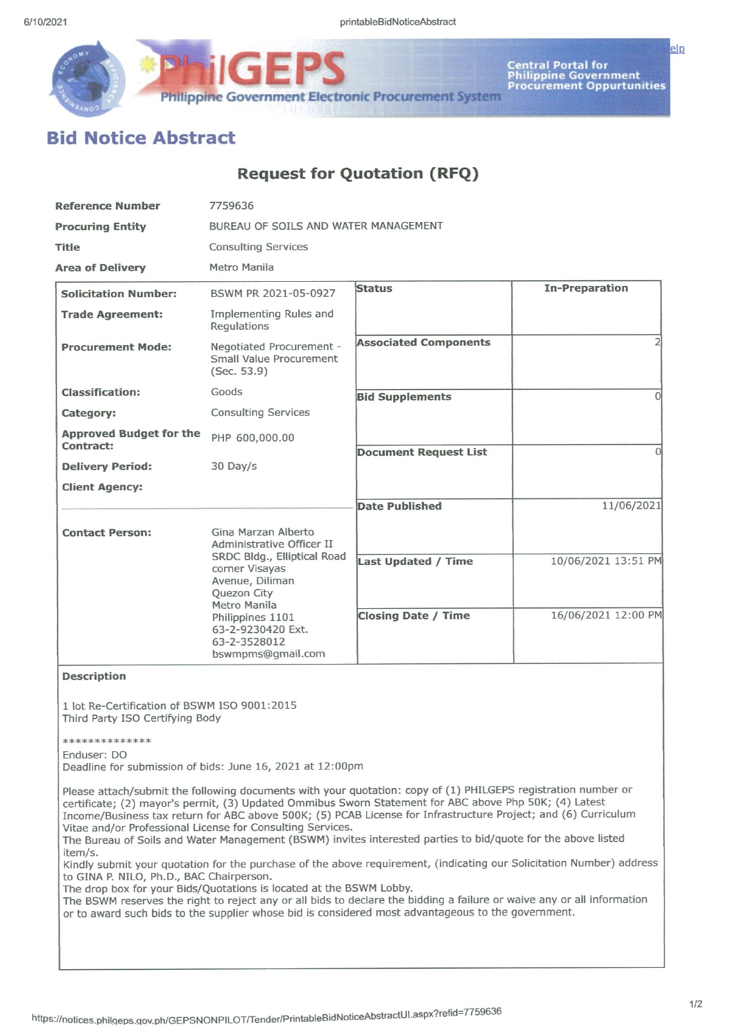# Bid Notice Abstract

## Request for Quotation (RFQ)

| | |
|---|---|
| **Reference Number** | 7759636 |
| **Procuring Entity** | BUREAU OF SOILS AND WATER MANAGEMENT |
| **Title** | Consulting Services |
| **Area of Delivery** | Metro Manila |

| | | | |
|---|---|---|---|
| **Solicitation Number:** | BSWM PR 2021-05-0927 | **Status** | **In-Preparation** |
| **Trade Agreement:** | Implementing Rules and Regulations | | |
| **Procurement Mode:** | Negotiated Procurement - Small Value Procurement (Sec. 53.9) | **Associated Components** | 2 |
| **Classification:** | Goods | **Bid Supplements** | 0 |
| **Category:** | Consulting Services | | |
| **Approved Budget for the Contract:** | PHP 600,000.00 | **Document Request List** | 0 |
| **Delivery Period:** | 30 Day/s | | |
| **Client Agency:** | | **Date Published** | 11/06/2021 |
| **Contact Person:** | Gina Marzan Alberto<br>Administrative Officer II<br>SRDC Bldg., Elliptical Road corner Visayas Avenue, Diliman<br>Quezon City<br>Metro Manila<br>Philippines 1101<br>63-2-9230420 Ext.<br>63-2-3528012<br>bswmpms@gmail.com | **Last Updated / Time** | 10/06/2021 13:51 PM |
| | | **Closing Date / Time** | 16/06/2021 12:00 PM |

**Description**

1 lot Re-Certification of BSWM ISO 9001:2015
Third Party ISO Certifying Body

**************

Enduser: DO
Deadline for submission of bids: June 16, 2021 at 12:00pm

Please attach/submit the following documents with your quotation: copy of (1) PHILGEPS registration number or certificate; (2) mayor's permit, (3) Updated Ommibus Sworn Statement for ABC above Php 50K; (4) Latest Income/Business tax return for ABC above 500K; (5) PCAB License for Infrastructure Project; and (6) Curriculum Vitae and/or Professional License for Consulting Services.
The Bureau of Soils and Water Management (BSWM) invites interested parties to bid/quote for the above listed item/s.
Kindly submit your quotation for the purchase of the above requirement, (indicating our Solicitation Number) address to GINA P. NILO, Ph.D., BAC Chairperson.
The drop box for your Bids/Quotations is located at the BSWM Lobby.
The BSWM reserves the right to reject any or all bids to declare the bidding a failure or waive any or all information or to award such bids to the supplier whose bid is considered most advantageous to the government.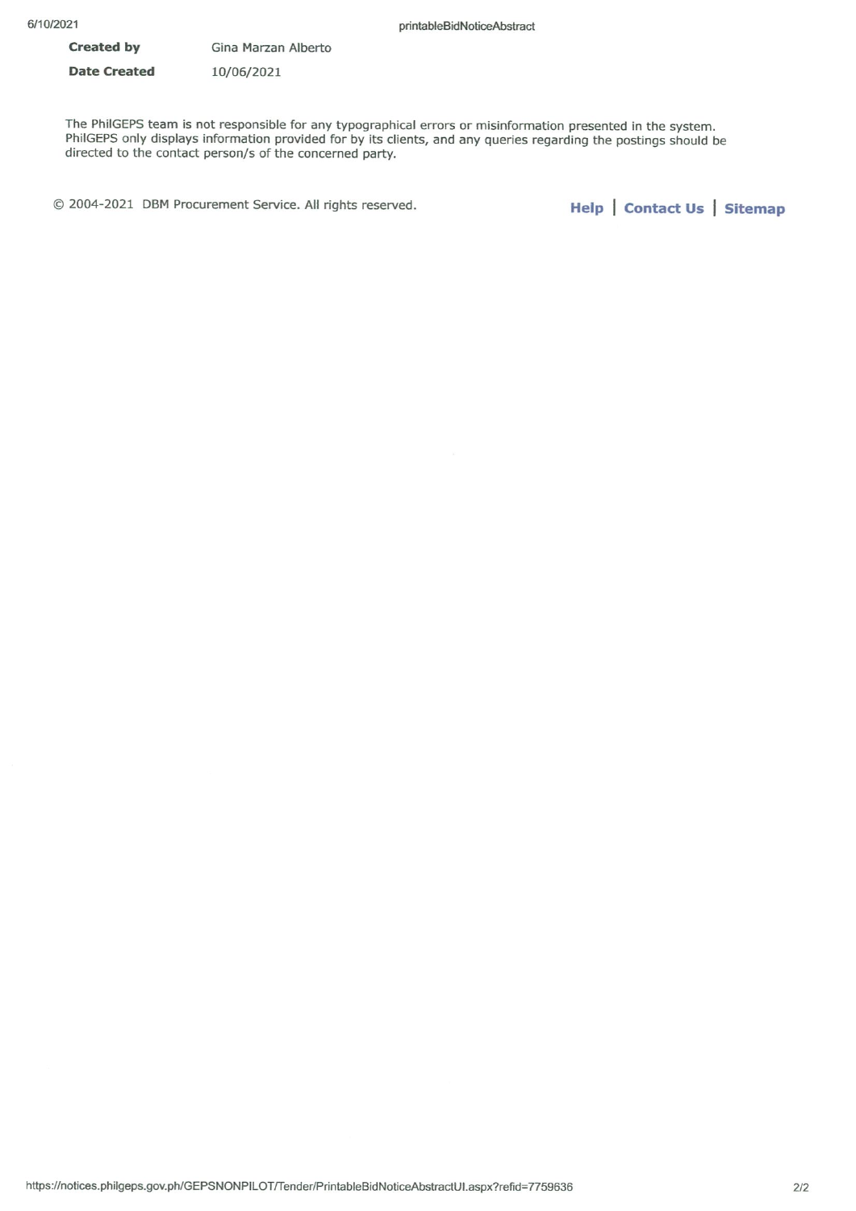| | |
|---|---|
| **Created by** | Gina Marzan Alberto |
| **Date Created** | 10/06/2021 |

The PhilGEPS team is not responsible for any typographical errors or misinformation presented in the system. PhilGEPS only displays information provided for by its clients, and any queries regarding the postings should be directed to the contact person/s of the concerned party.

© 2004-2021 DBM Procurement Service. All rights reserved.

**Help** | **Contact Us** | **Sitemap**